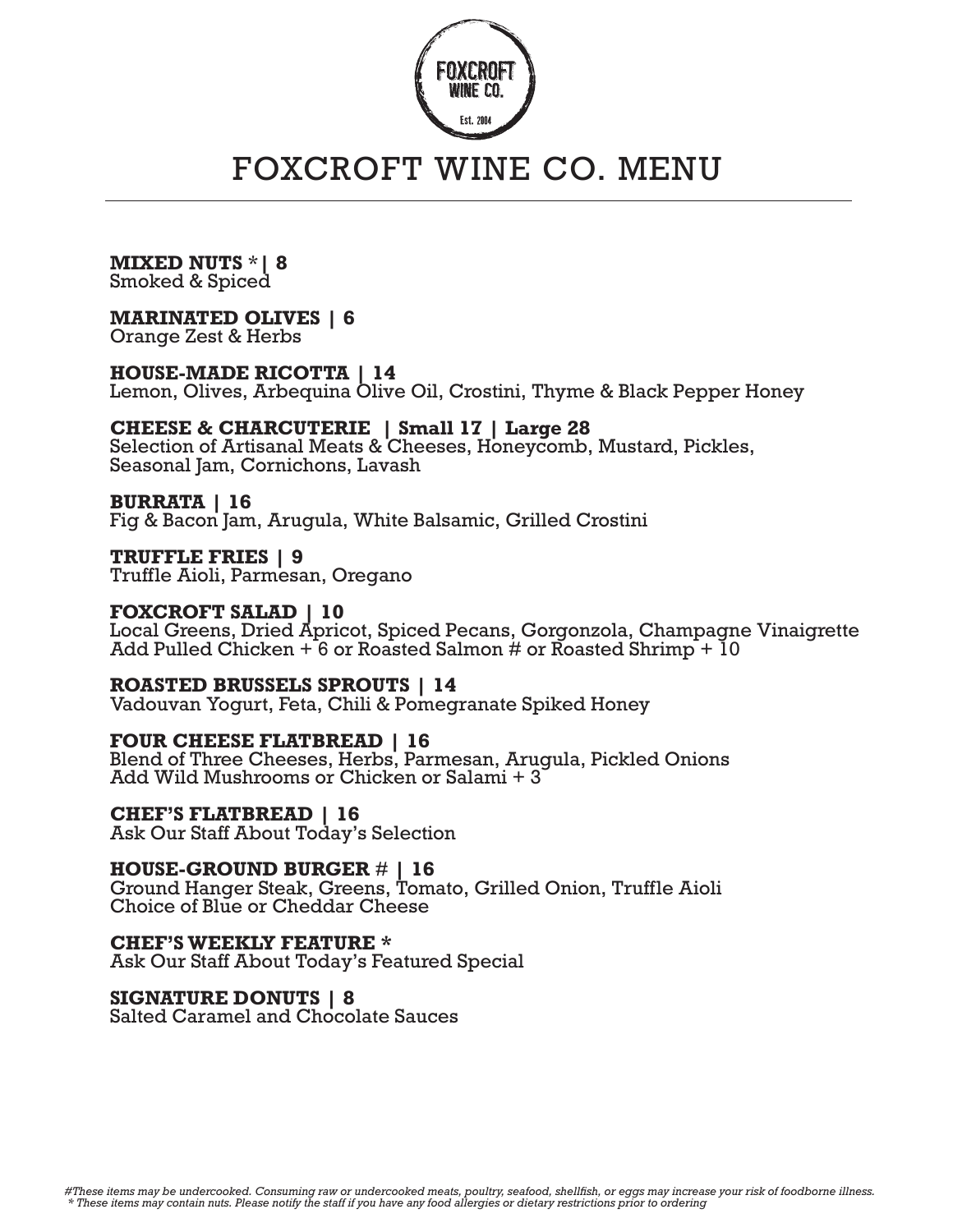# FOXCROFT WINE CO. MENU

**MIXED NUTS** *| **8**
Smoked & Spiced

**MARINATED OLIVES | 6**
Orange Zest & Herbs

**HOUSE-MADE RICOTTA | 14**
Lemon, Olives, Arbequina Olive Oil, Crostini, Thyme & Black Pepper Honey

**CHEESE & CHARCUTERIE | Small 17 | Large 28**
Selection of Artisanal Meats & Cheeses, Honeycomb, Mustard, Pickles, Seasonal Jam, Cornichons, Lavash

**BURRATA | 16**
Fig & Bacon Jam, Arugula, White Balsamic, Grilled Crostini

**TRUFFLE FRIES | 9**
Truffle Aioli, Parmesan, Oregano

**FOXCROFT SALAD | 10**
Local Greens, Dried Apricot, Spiced Pecans, Gorgonzola, Champagne Vinaigrette
Add Pulled Chicken + 6 or Roasted Salmon # or Roasted Shrimp + 10

**ROASTED BRUSSELS SPROUTS | 14**
Vadouvan Yogurt, Feta, Chili & Pomegranate Spiked Honey

**FOUR CHEESE FLATBREAD | 16**
Blend of Three Cheeses, Herbs, Parmesan, Arugula, Pickled Onions
Add Wild Mushrooms or Chicken or Salami + 3

**CHEF'S FLATBREAD | 16**
Ask Our Staff About Today's Selection

**HOUSE-GROUND BURGER** # **| 16**
Ground Hanger Steak, Greens, Tomato, Grilled Onion, Truffle Aioli
Choice of Blue or Cheddar Cheese

**CHEF'S WEEKLY FEATURE** *
Ask Our Staff About Today's Featured Special

**SIGNATURE DONUTS | 8**
Salted Caramel and Chocolate Sauces

*#These items may be undercooked. Consuming raw or undercooked meats, poultry, seafood, shellfish, or eggs may increase your risk of foodborne illness.*
*\* These items may contain nuts. Please notify the staff if you have any food allergies or dietary restrictions prior to ordering*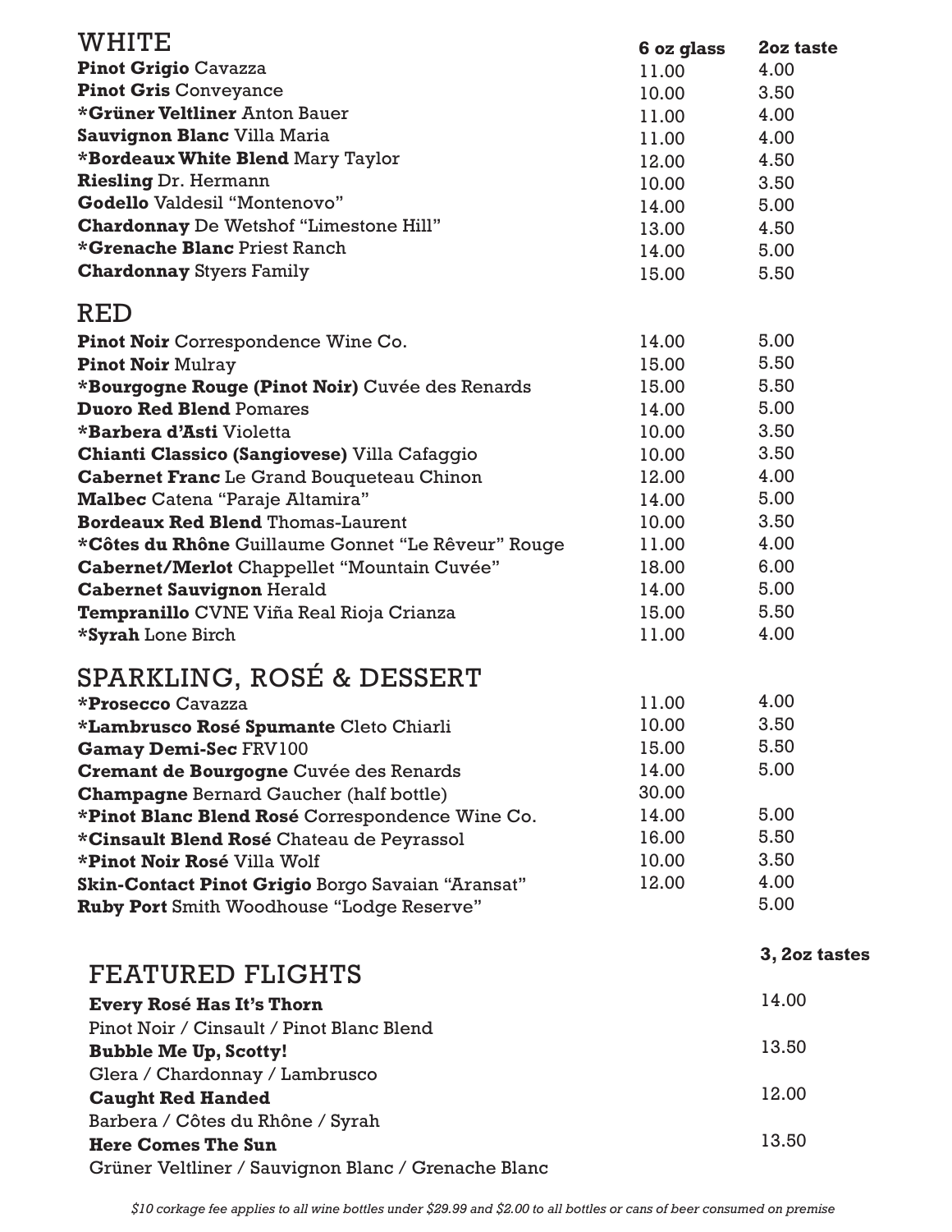## WHITE

| | 6 oz glass | 2oz taste |
|---|---|---|
| **Pinot Grigio** Cavazza | 11.00 | 4.00 |
| **Pinot Gris** Conveyance | 10.00 | 3.50 |
| ***Grüner Veltliner** Anton Bauer | 11.00 | 4.00 |
| **Sauvignon Blanc** Villa Maria | 11.00 | 4.00 |
| ***Bordeaux White Blend** Mary Taylor | 12.00 | 4.50 |
| **Riesling** Dr. Hermann | 10.00 | 3.50 |
| **Godello** Valdesil "Montenovo" | 14.00 | 5.00 |
| **Chardonnay** De Wetshof "Limestone Hill" | 13.00 | 4.50 |
| ***Grenache Blanc** Priest Ranch | 14.00 | 5.00 |
| **Chardonnay** Styers Family | 15.00 | 5.50 |

## RED

| | | |
|---|---|---|
| **Pinot Noir** Correspondence Wine Co. | 14.00 | 5.00 |
| **Pinot Noir** Mulray | 15.00 | 5.50 |
| ***Bourgogne Rouge (Pinot Noir)** Cuvée des Renards | 15.00 | 5.50 |
| **Duoro Red Blend** Pomares | 14.00 | 5.00 |
| ***Barbera d'Asti** Violetta | 10.00 | 3.50 |
| **Chianti Classico (Sangiovese)** Villa Cafaggio | 10.00 | 3.50 |
| **Cabernet Franc** Le Grand Bouqueteau Chinon | 12.00 | 4.00 |
| **Malbec** Catena "Paraje Altamira" | 14.00 | 5.00 |
| **Bordeaux Red Blend** Thomas-Laurent | 10.00 | 3.50 |
| ***Côtes du Rhône** Guillaume Gonnet "Le Rêveur" Rouge | 11.00 | 4.00 |
| **Cabernet/Merlot** Chappellet "Mountain Cuvée" | 18.00 | 6.00 |
| **Cabernet Sauvignon** Herald | 14.00 | 5.00 |
| **Tempranillo** CVNE Viña Real Rioja Crianza | 15.00 | 5.50 |
| ***Syrah** Lone Birch | 11.00 | 4.00 |

## SPARKLING, ROSÉ & DESSERT

| | | |
|---|---|---|
| ***Prosecco** Cavazza | 11.00 | 4.00 |
| ***Lambrusco Rosé Spumante** Cleto Chiarli | 10.00 | 3.50 |
| **Gamay Demi-Sec** FRV100 | 15.00 | 5.50 |
| **Cremant de Bourgogne** Cuvée des Renards | 14.00 | 5.00 |
| **Champagne** Bernard Gaucher (half bottle) | 30.00 | |
| ***Pinot Blanc Blend Rosé** Correspondence Wine Co. | 14.00 | 5.00 |
| ***Cinsault Blend Rosé** Chateau de Peyrassol | 16.00 | 5.50 |
| ***Pinot Noir Rosé** Villa Wolf | 10.00 | 3.50 |
| **Skin-Contact Pinot Grigio** Borgo Savaian "Aransat" | 12.00 | 4.00 |
| **Ruby Port** Smith Woodhouse "Lodge Reserve" | | 5.00 |

## FEATURED FLIGHTS

| | 3, 2oz tastes |
|---|---|
| **Every Rosé Has It's Thorn**<br>Pinot Noir / Cinsault / Pinot Blanc Blend | 14.00 |
| **Bubble Me Up, Scotty!**<br>Glera / Chardonnay / Lambrusco | 13.50 |
| **Caught Red Handed**<br>Barbera / Côtes du Rhône / Syrah | 12.00 |
| **Here Comes The Sun**<br>Grüner Veltliner / Sauvignon Blanc / Grenache Blanc | 13.50 |

*$10 corkage fee applies to all wine bottles under $29.99 and $2.00 to all bottles or cans of beer consumed on premise*